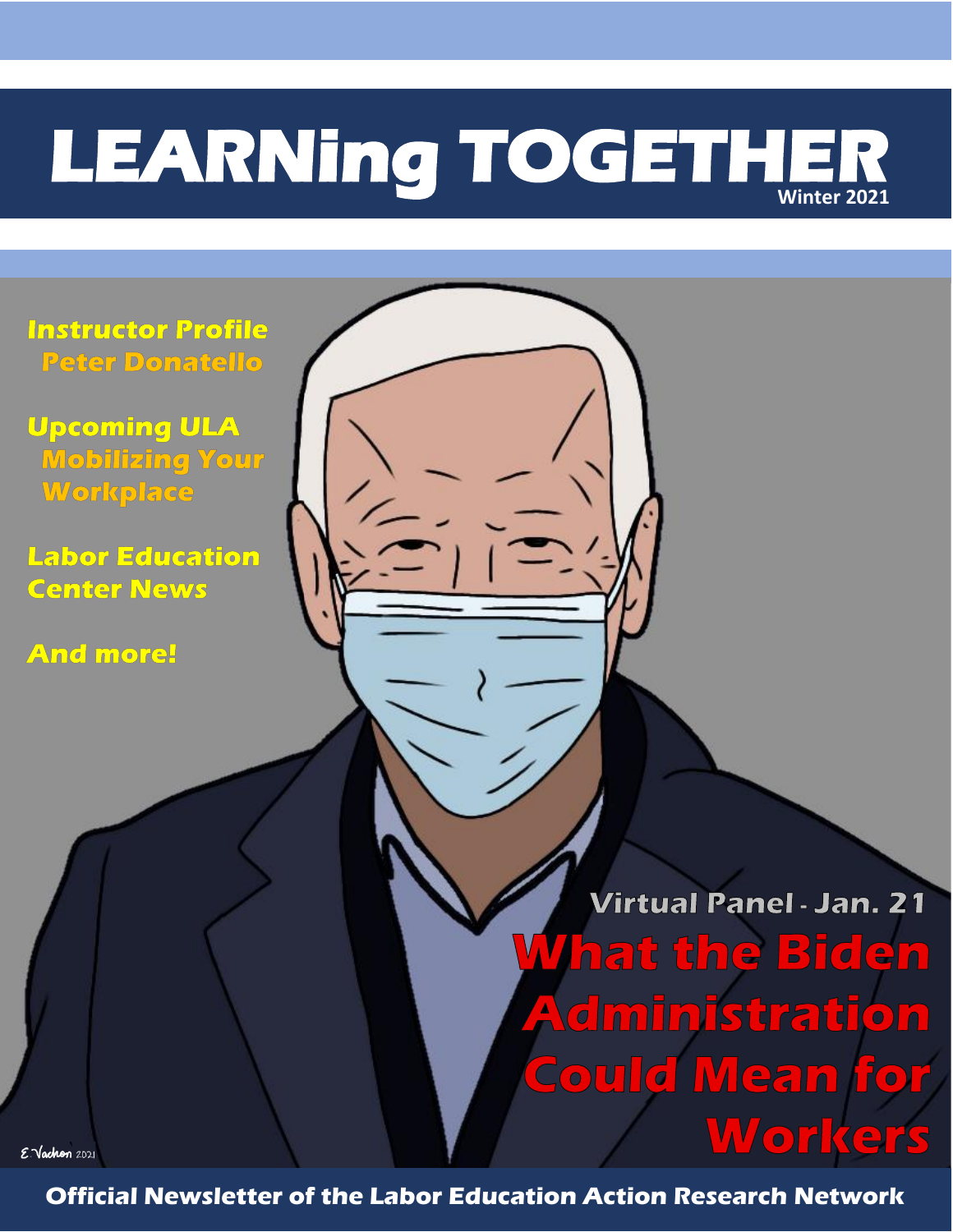# LEARNing TOGETHER

Winter 2021

**Instructor Profile**
**Peter Donatello**

**Upcoming ULA**
**Mobilizing Your Workplace**

**Labor Education Center News**

**And more!**

Virtual Panel - Jan. 21

## What the Biden Administration Could Mean for Workers

E Vachon 2021

**Official Newsletter of the Labor Education Action Research Network**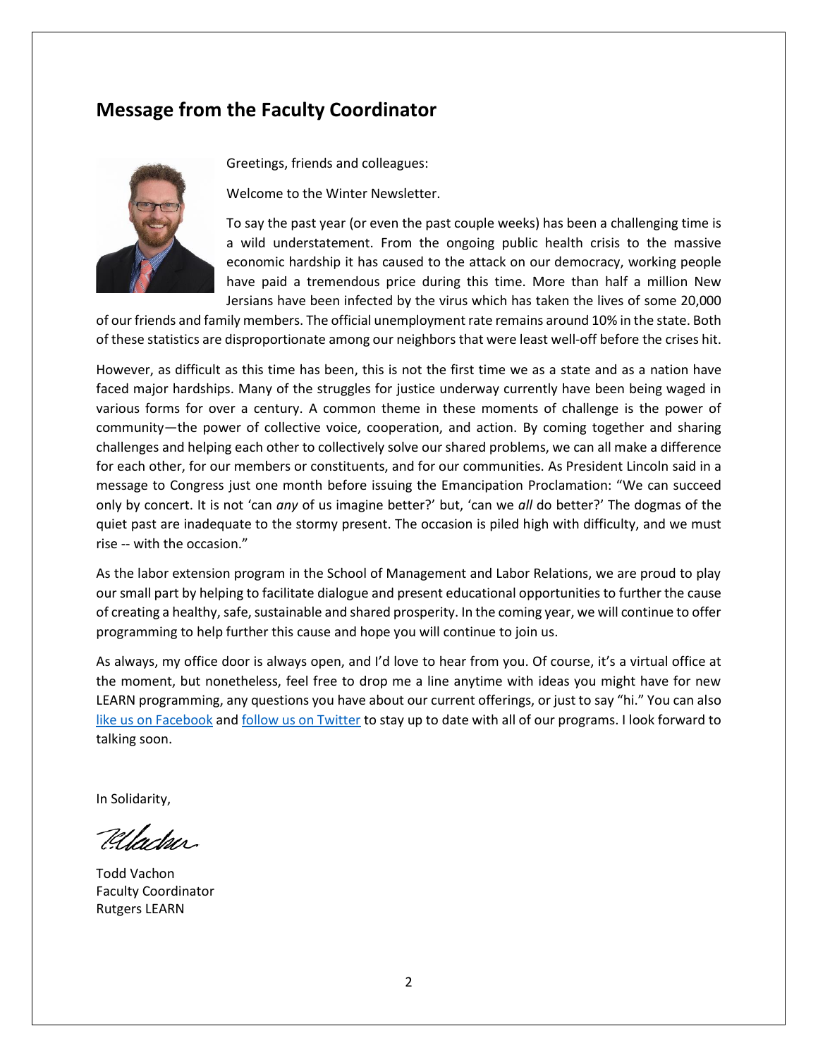## Message from the Faculty Coordinator

Greetings, friends and colleagues:

Welcome to the Winter Newsletter.

To say the past year (or even the past couple weeks) has been a challenging time is a wild understatement. From the ongoing public health crisis to the massive economic hardship it has caused to the attack on our democracy, working people have paid a tremendous price during this time. More than half a million New Jersians have been infected by the virus which has taken the lives of some 20,000 of our friends and family members. The official unemployment rate remains around 10% in the state. Both of these statistics are disproportionate among our neighbors that were least well-off before the crises hit.

However, as difficult as this time has been, this is not the first time we as a state and as a nation have faced major hardships. Many of the struggles for justice underway currently have been being waged in various forms for over a century. A common theme in these moments of challenge is the power of community—the power of collective voice, cooperation, and action. By coming together and sharing challenges and helping each other to collectively solve our shared problems, we can all make a difference for each other, for our members or constituents, and for our communities. As President Lincoln said in a message to Congress just one month before issuing the Emancipation Proclamation: "We can succeed only by concert. It is not 'can *any* of us imagine better?' but, 'can we *all* do better?' The dogmas of the quiet past are inadequate to the stormy present. The occasion is piled high with difficulty, and we must rise -- with the occasion."

As the labor extension program in the School of Management and Labor Relations, we are proud to play our small part by helping to facilitate dialogue and present educational opportunities to further the cause of creating a healthy, safe, sustainable and shared prosperity. In the coming year, we will continue to offer programming to help further this cause and hope you will continue to join us.

As always, my office door is always open, and I'd love to hear from you. Of course, it's a virtual office at the moment, but nonetheless, feel free to drop me a line anytime with ideas you might have for new LEARN programming, any questions you have about our current offerings, or just to say "hi." You can also like us on Facebook and follow us on Twitter to stay up to date with all of our programs. I look forward to talking soon.

In Solidarity,

Todd Vachon
Faculty Coordinator
Rutgers LEARN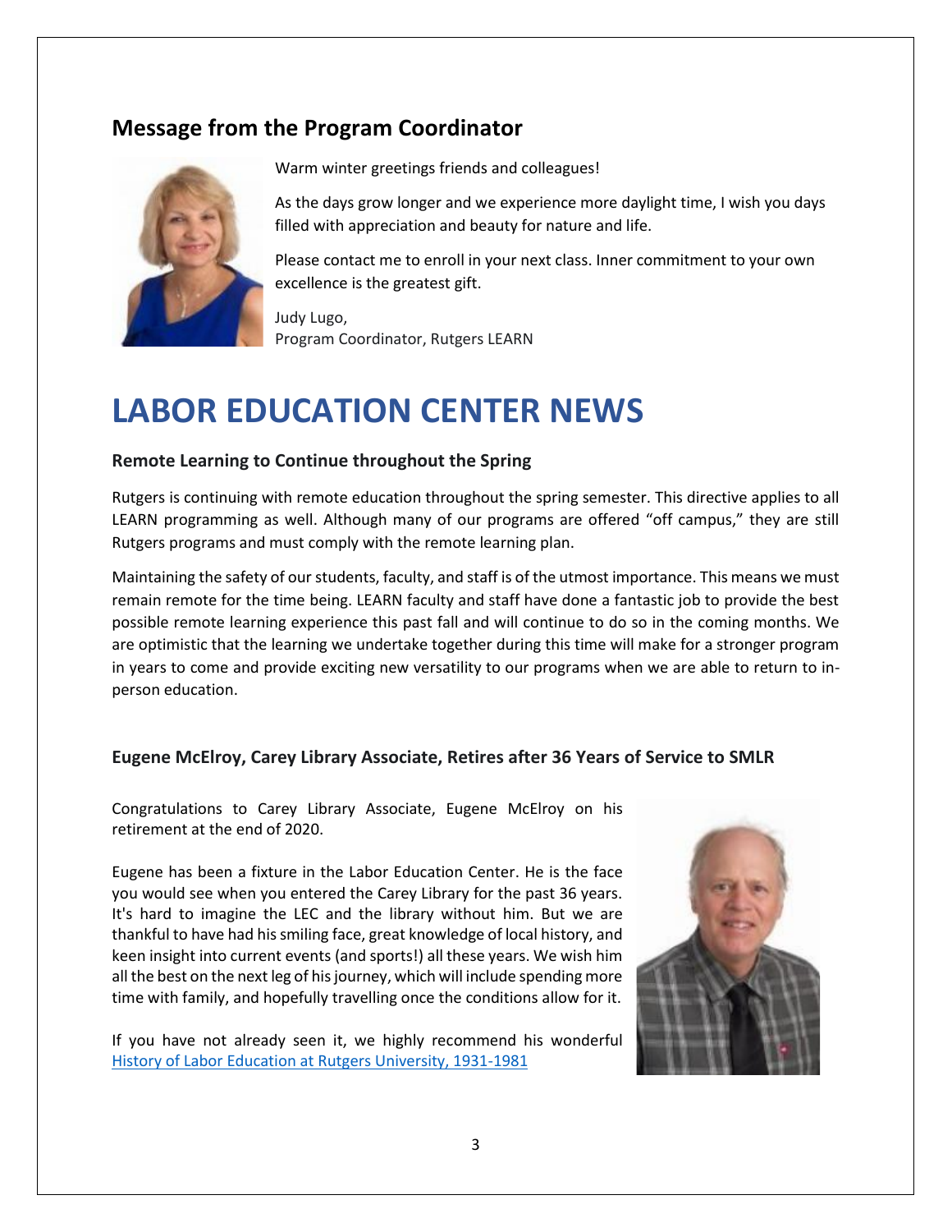## Message from the Program Coordinator

Warm winter greetings friends and colleagues!

As the days grow longer and we experience more daylight time, I wish you days filled with appreciation and beauty for nature and life.

Please contact me to enroll in your next class. Inner commitment to your own excellence is the greatest gift.

Judy Lugo,
Program Coordinator, Rutgers LEARN

# LABOR EDUCATION CENTER NEWS

### Remote Learning to Continue throughout the Spring

Rutgers is continuing with remote education throughout the spring semester. This directive applies to all LEARN programming as well. Although many of our programs are offered "off campus," they are still Rutgers programs and must comply with the remote learning plan.

Maintaining the safety of our students, faculty, and staff is of the utmost importance. This means we must remain remote for the time being. LEARN faculty and staff have done a fantastic job to provide the best possible remote learning experience this past fall and will continue to do so in the coming months. We are optimistic that the learning we undertake together during this time will make for a stronger program in years to come and provide exciting new versatility to our programs when we are able to return to in-person education.

### Eugene McElroy, Carey Library Associate, Retires after 36 Years of Service to SMLR

Congratulations to Carey Library Associate, Eugene McElroy on his retirement at the end of 2020.

Eugene has been a fixture in the Labor Education Center. He is the face you would see when you entered the Carey Library for the past 36 years. It's hard to imagine the LEC and the library without him. But we are thankful to have had his smiling face, great knowledge of local history, and keen insight into current events (and sports!) all these years. We wish him all the best on the next leg of his journey, which will include spending more time with family, and hopefully travelling once the conditions allow for it.

If you have not already seen it, we highly recommend his wonderful History of Labor Education at Rutgers University, 1931-1981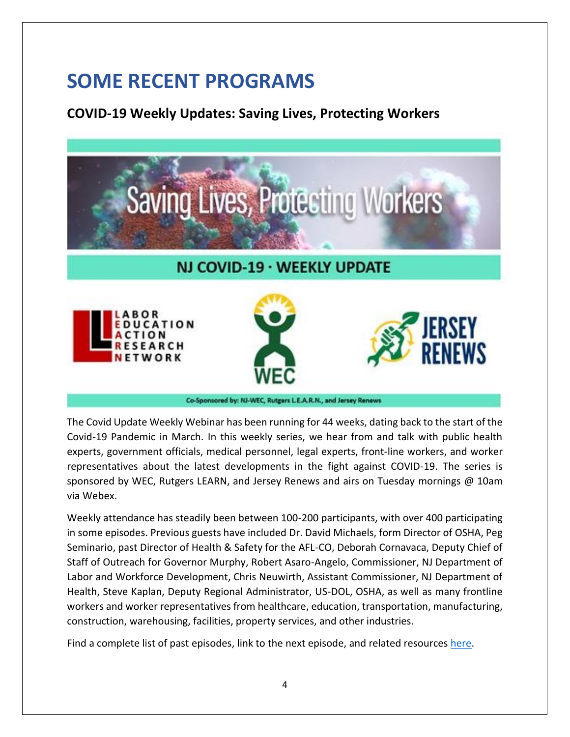# SOME RECENT PROGRAMS

## COVID-19 Weekly Updates: Saving Lives, Protecting Workers

Saving Lives, Protecting Workers

NJ COVID-19 · WEEKLY UPDATE

Co-Sponsored by: NJ-WEC, Rutgers L.E.A.R.N., and Jersey Renews

The Covid Update Weekly Webinar has been running for 44 weeks, dating back to the start of the Covid-19 Pandemic in March. In this weekly series, we hear from and talk with public health experts, government officials, medical personnel, legal experts, front-line workers, and worker representatives about the latest developments in the fight against COVID-19. The series is sponsored by WEC, Rutgers LEARN, and Jersey Renews and airs on Tuesday mornings @ 10am via Webex.

Weekly attendance has steadily been between 100-200 participants, with over 400 participating in some episodes. Previous guests have included Dr. David Michaels, form Director of OSHA, Peg Seminario, past Director of Health & Safety for the AFL-CO, Deborah Cornavaca, Deputy Chief of Staff of Outreach for Governor Murphy, Robert Asaro-Angelo, Commissioner, NJ Department of Labor and Workforce Development, Chris Neuwirth, Assistant Commissioner, NJ Department of Health, Steve Kaplan, Deputy Regional Administrator, US-DOL, OSHA, as well as many frontline workers and worker representatives from healthcare, education, transportation, manufacturing, construction, warehousing, facilities, property services, and other industries.

Find a complete list of past episodes, link to the next episode, and related resources here.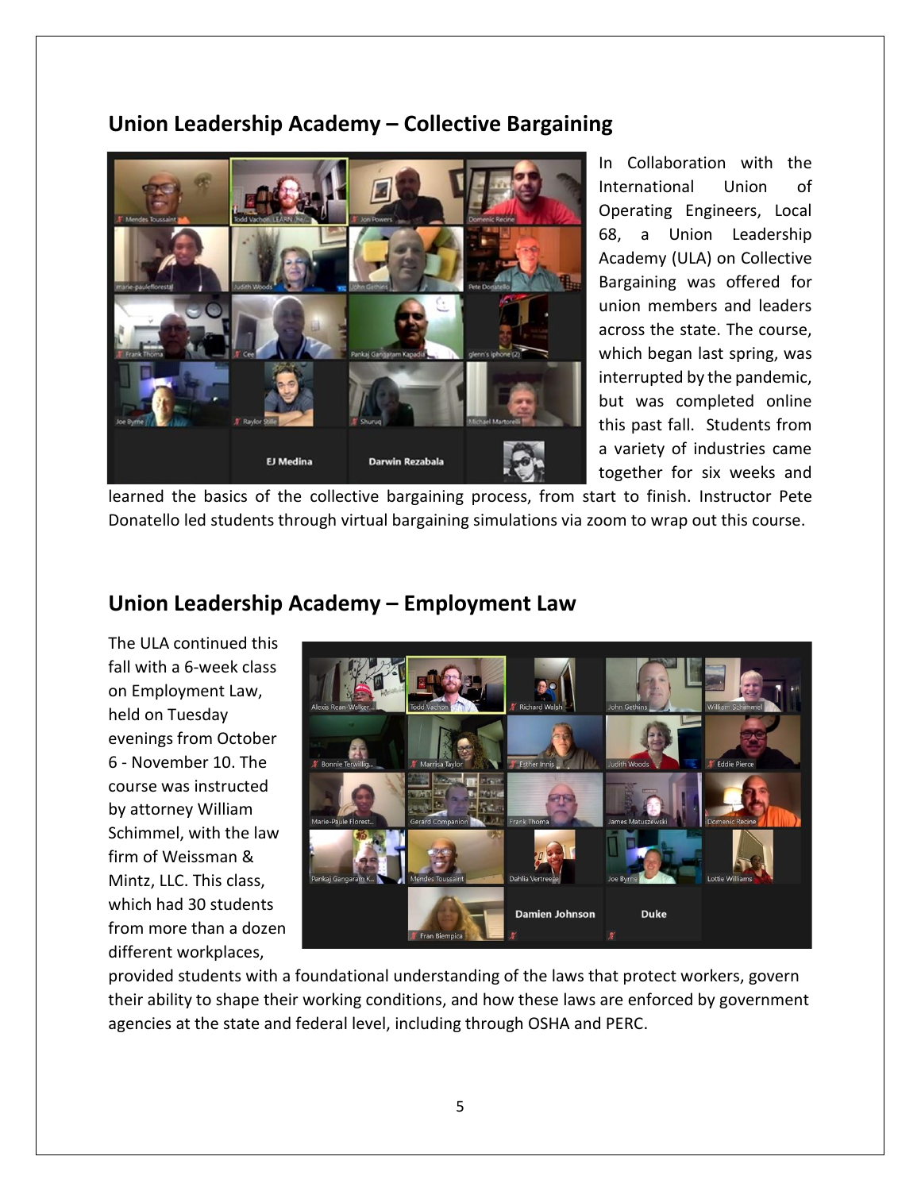## Union Leadership Academy – Collective Bargaining

In Collaboration with the International Union of Operating Engineers, Local 68, a Union Leadership Academy (ULA) on Collective Bargaining was offered for union members and leaders across the state. The course, which began last spring, was interrupted by the pandemic, but was completed online this past fall. Students from a variety of industries came together for six weeks and learned the basics of the collective bargaining process, from start to finish. Instructor Pete Donatello led students through virtual bargaining simulations via zoom to wrap out this course.

## Union Leadership Academy – Employment Law

The ULA continued this fall with a 6-week class on Employment Law, held on Tuesday evenings from October 6 - November 10. The course was instructed by attorney William Schimmel, with the law firm of Weissman & Mintz, LLC. This class, which had 30 students from more than a dozen different workplaces, provided students with a foundational understanding of the laws that protect workers, govern their ability to shape their working conditions, and how these laws are enforced by government agencies at the state and federal level, including through OSHA and PERC.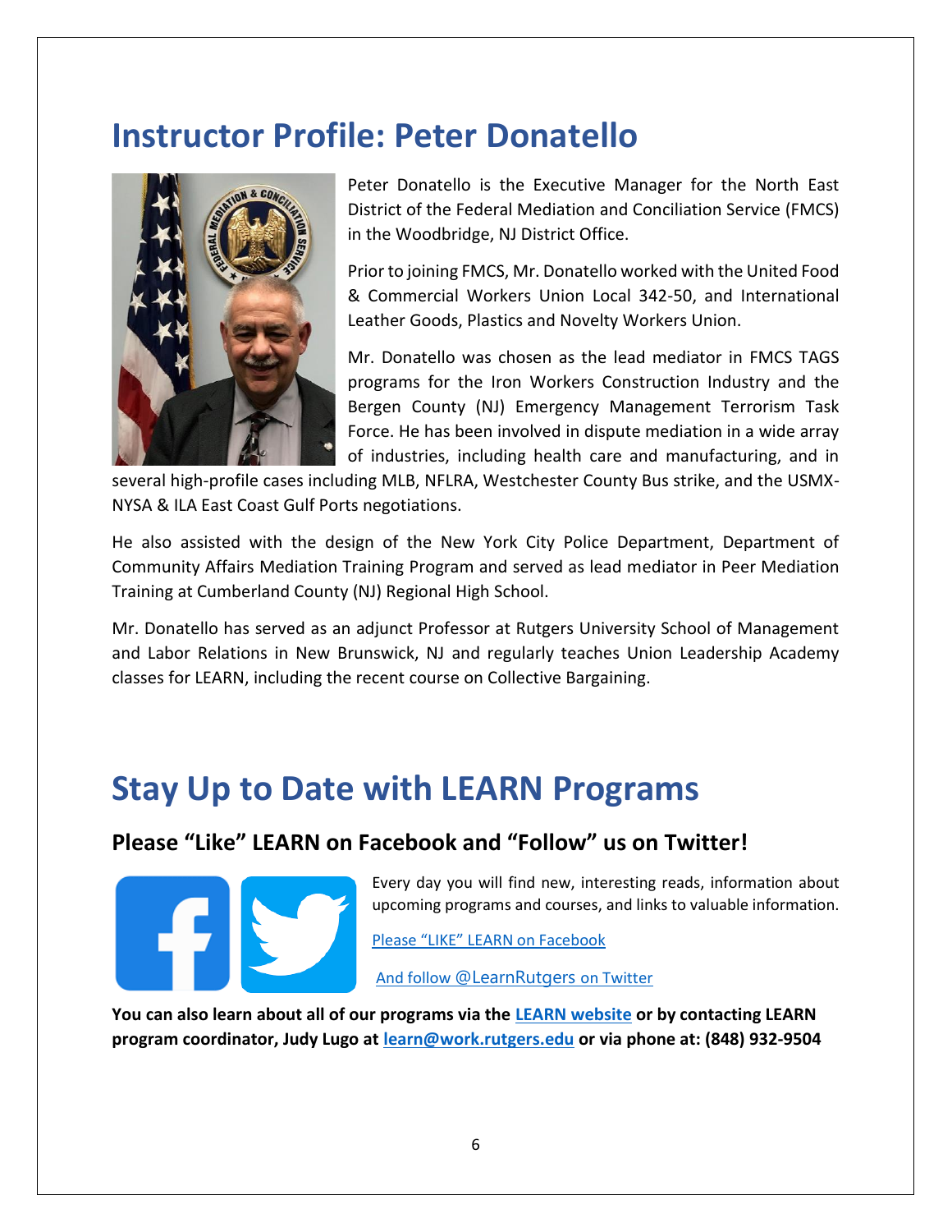# Instructor Profile: Peter Donatello

Peter Donatello is the Executive Manager for the North East District of the Federal Mediation and Conciliation Service (FMCS) in the Woodbridge, NJ District Office.

Prior to joining FMCS, Mr. Donatello worked with the United Food & Commercial Workers Union Local 342-50, and International Leather Goods, Plastics and Novelty Workers Union.

Mr. Donatello was chosen as the lead mediator in FMCS TAGS programs for the Iron Workers Construction Industry and the Bergen County (NJ) Emergency Management Terrorism Task Force. He has been involved in dispute mediation in a wide array of industries, including health care and manufacturing, and in several high-profile cases including MLB, NFLRA, Westchester County Bus strike, and the USMX-NYSA & ILA East Coast Gulf Ports negotiations.

He also assisted with the design of the New York City Police Department, Department of Community Affairs Mediation Training Program and served as lead mediator in Peer Mediation Training at Cumberland County (NJ) Regional High School.

Mr. Donatello has served as an adjunct Professor at Rutgers University School of Management and Labor Relations in New Brunswick, NJ and regularly teaches Union Leadership Academy classes for LEARN, including the recent course on Collective Bargaining.

# Stay Up to Date with LEARN Programs

## Please "Like" LEARN on Facebook and "Follow" us on Twitter!

Every day you will find new, interesting reads, information about upcoming programs and courses, and links to valuable information.

Please "LIKE" LEARN on Facebook

And follow @LearnRutgers on Twitter

**You can also learn about all of our programs via the LEARN website or by contacting LEARN program coordinator, Judy Lugo at learn@work.rutgers.edu or via phone at: (848) 932-9504**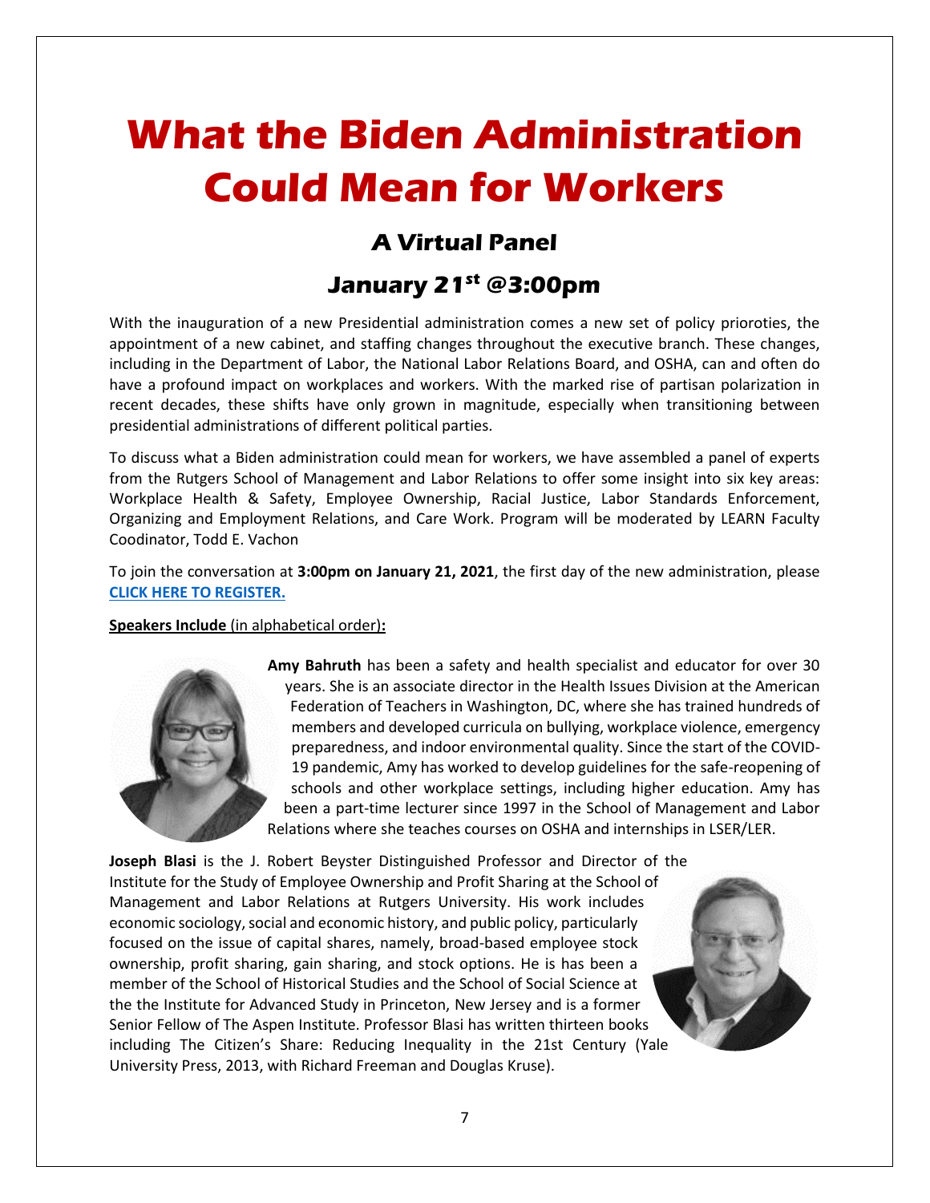# What the Biden Administration Could Mean for Workers

## A Virtual Panel

## January 21st @3:00pm

With the inauguration of a new Presidential administration comes a new set of policy prioroties, the appointment of a new cabinet, and staffing changes throughout the executive branch. These changes, including in the Department of Labor, the National Labor Relations Board, and OSHA, can and often do have a profound impact on workplaces and workers. With the marked rise of partisan polarization in recent decades, these shifts have only grown in magnitude, especially when transitioning between presidential administrations of different political parties.

To discuss what a Biden administration could mean for workers, we have assembled a panel of experts from the Rutgers School of Management and Labor Relations to offer some insight into six key areas: Workplace Health & Safety, Employee Ownership, Racial Justice, Labor Standards Enforcement, Organizing and Employment Relations, and Care Work. Program will be moderated by LEARN Faculty Coodinator, Todd E. Vachon

To join the conversation at **3:00pm on January 21, 2021**, the first day of the new administration, please **CLICK HERE TO REGISTER.**

**Speakers Include** (in alphabetical order)**:**

**Amy Bahruth** has been a safety and health specialist and educator for over 30 years. She is an associate director in the Health Issues Division at the American Federation of Teachers in Washington, DC, where she has trained hundreds of members and developed curricula on bullying, workplace violence, emergency preparedness, and indoor environmental quality. Since the start of the COVID-19 pandemic, Amy has worked to develop guidelines for the safe-reopening of schools and other workplace settings, including higher education. Amy has been a part-time lecturer since 1997 in the School of Management and Labor Relations where she teaches courses on OSHA and internships in LSER/LER.

**Joseph Blasi** is the J. Robert Beyster Distinguished Professor and Director of the Institute for the Study of Employee Ownership and Profit Sharing at the School of Management and Labor Relations at Rutgers University. His work includes economic sociology, social and economic history, and public policy, particularly focused on the issue of capital shares, namely, broad-based employee stock ownership, profit sharing, gain sharing, and stock options. He is has been a member of the School of Historical Studies and the School of Social Science at the the Institute for Advanced Study in Princeton, New Jersey and is a former Senior Fellow of The Aspen Institute. Professor Blasi has written thirteen books including The Citizen's Share: Reducing Inequality in the 21st Century (Yale University Press, 2013, with Richard Freeman and Douglas Kruse).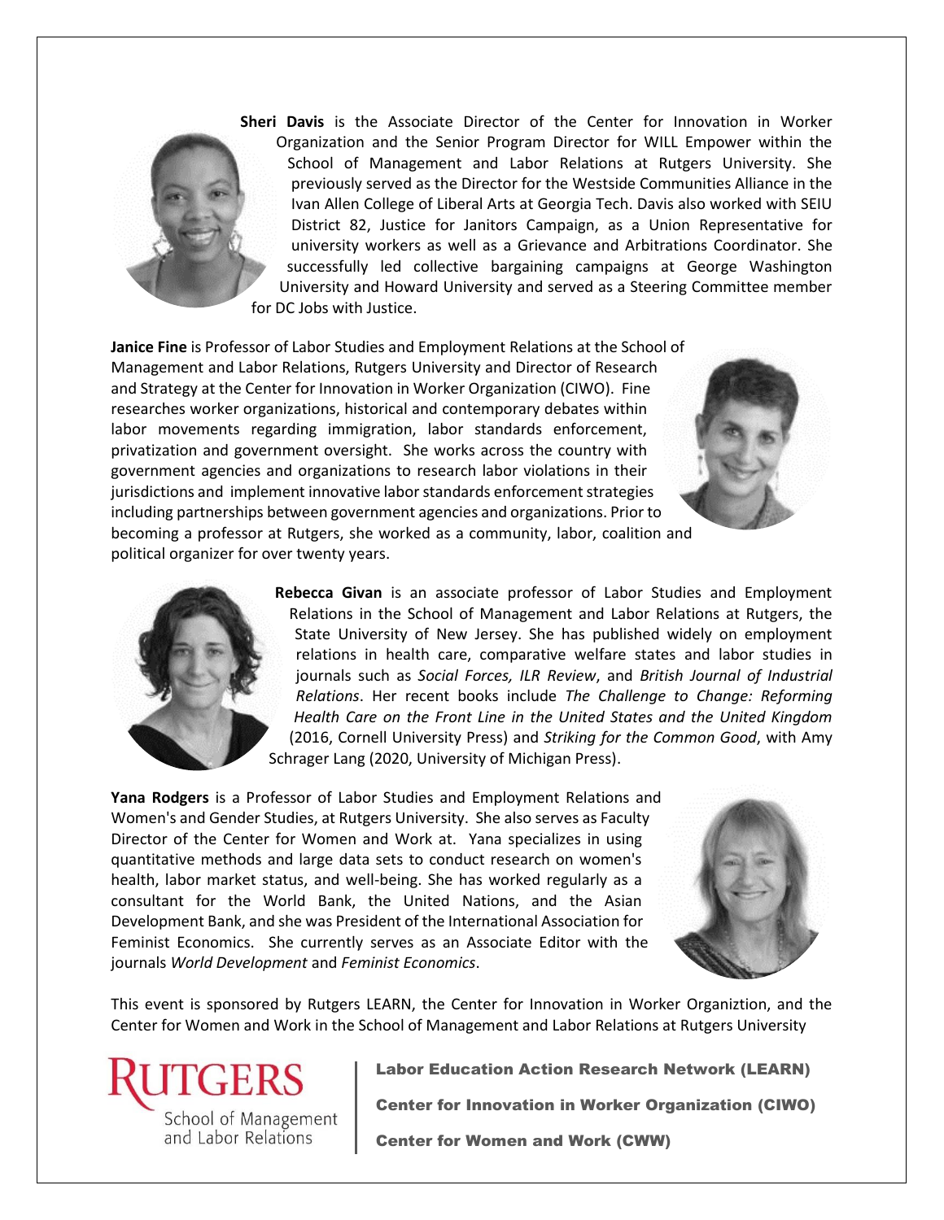**Sheri Davis** is the Associate Director of the Center for Innovation in Worker Organization and the Senior Program Director for WILL Empower within the School of Management and Labor Relations at Rutgers University. She previously served as the Director for the Westside Communities Alliance in the Ivan Allen College of Liberal Arts at Georgia Tech. Davis also worked with SEIU District 82, Justice for Janitors Campaign, as a Union Representative for university workers as well as a Grievance and Arbitrations Coordinator. She successfully led collective bargaining campaigns at George Washington University and Howard University and served as a Steering Committee member for DC Jobs with Justice.

**Janice Fine** is Professor of Labor Studies and Employment Relations at the School of Management and Labor Relations, Rutgers University and Director of Research and Strategy at the Center for Innovation in Worker Organization (CIWO). Fine researches worker organizations, historical and contemporary debates within labor movements regarding immigration, labor standards enforcement, privatization and government oversight. She works across the country with government agencies and organizations to research labor violations in their jurisdictions and implement innovative labor standards enforcement strategies including partnerships between government agencies and organizations. Prior to becoming a professor at Rutgers, she worked as a community, labor, coalition and political organizer for over twenty years.

**Rebecca Givan** is an associate professor of Labor Studies and Employment Relations in the School of Management and Labor Relations at Rutgers, the State University of New Jersey. She has published widely on employment relations in health care, comparative welfare states and labor studies in journals such as *Social Forces, ILR Review*, and *British Journal of Industrial Relations*. Her recent books include *The Challenge to Change: Reforming Health Care on the Front Line in the United States and the United Kingdom* (2016, Cornell University Press) and *Striking for the Common Good*, with Amy Schrager Lang (2020, University of Michigan Press).

**Yana Rodgers** is a Professor of Labor Studies and Employment Relations and Women's and Gender Studies, at Rutgers University. She also serves as Faculty Director of the Center for Women and Work at. Yana specializes in using quantitative methods and large data sets to conduct research on women's health, labor market status, and well-being. She has worked regularly as a consultant for the World Bank, the United Nations, and the Asian Development Bank, and she was President of the International Association for Feminist Economics. She currently serves as an Associate Editor with the journals *World Development* and *Feminist Economics*.

This event is sponsored by Rutgers LEARN, the Center for Innovation in Worker Organiztion, and the Center for Women and Work in the School of Management and Labor Relations at Rutgers University

RUTGERS
School of Management and Labor Relations

**Labor Education Action Research Network (LEARN)**

**Center for Innovation in Worker Organization (CIWO)**

**Center for Women and Work (CWW)**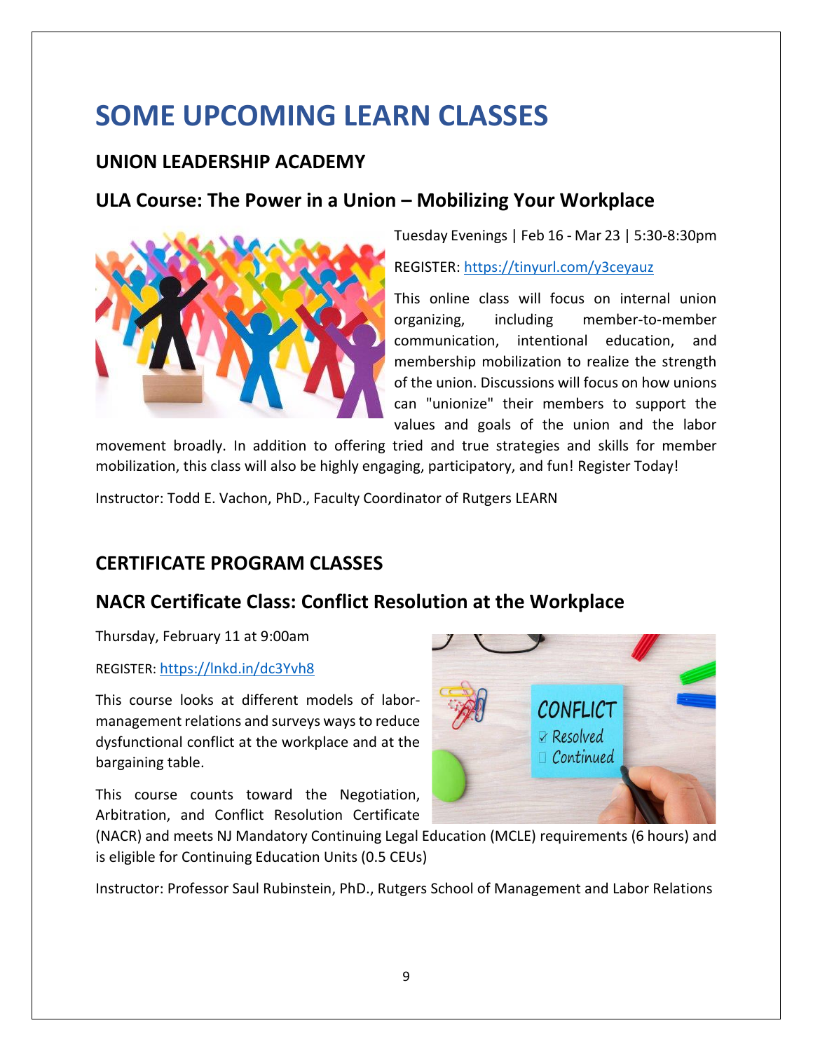# SOME UPCOMING LEARN CLASSES

## UNION LEADERSHIP ACADEMY

## ULA Course: The Power in a Union – Mobilizing Your Workplace

Tuesday Evenings | Feb 16 - Mar 23 | 5:30-8:30pm

REGISTER: https://tinyurl.com/y3ceyauz

This online class will focus on internal union organizing, including member-to-member communication, intentional education, and membership mobilization to realize the strength of the union. Discussions will focus on how unions can "unionize" their members to support the values and goals of the union and the labor movement broadly. In addition to offering tried and true strategies and skills for member mobilization, this class will also be highly engaging, participatory, and fun! Register Today!

Instructor: Todd E. Vachon, PhD., Faculty Coordinator of Rutgers LEARN

## CERTIFICATE PROGRAM CLASSES

## NACR Certificate Class: Conflict Resolution at the Workplace

Thursday, February 11 at 9:00am

REGISTER: https://lnkd.in/dc3Yvh8

This course looks at different models of labor-management relations and surveys ways to reduce dysfunctional conflict at the workplace and at the bargaining table.

This course counts toward the Negotiation, Arbitration, and Conflict Resolution Certificate (NACR) and meets NJ Mandatory Continuing Legal Education (MCLE) requirements (6 hours) and is eligible for Continuing Education Units (0.5 CEUs)

Instructor: Professor Saul Rubinstein, PhD., Rutgers School of Management and Labor Relations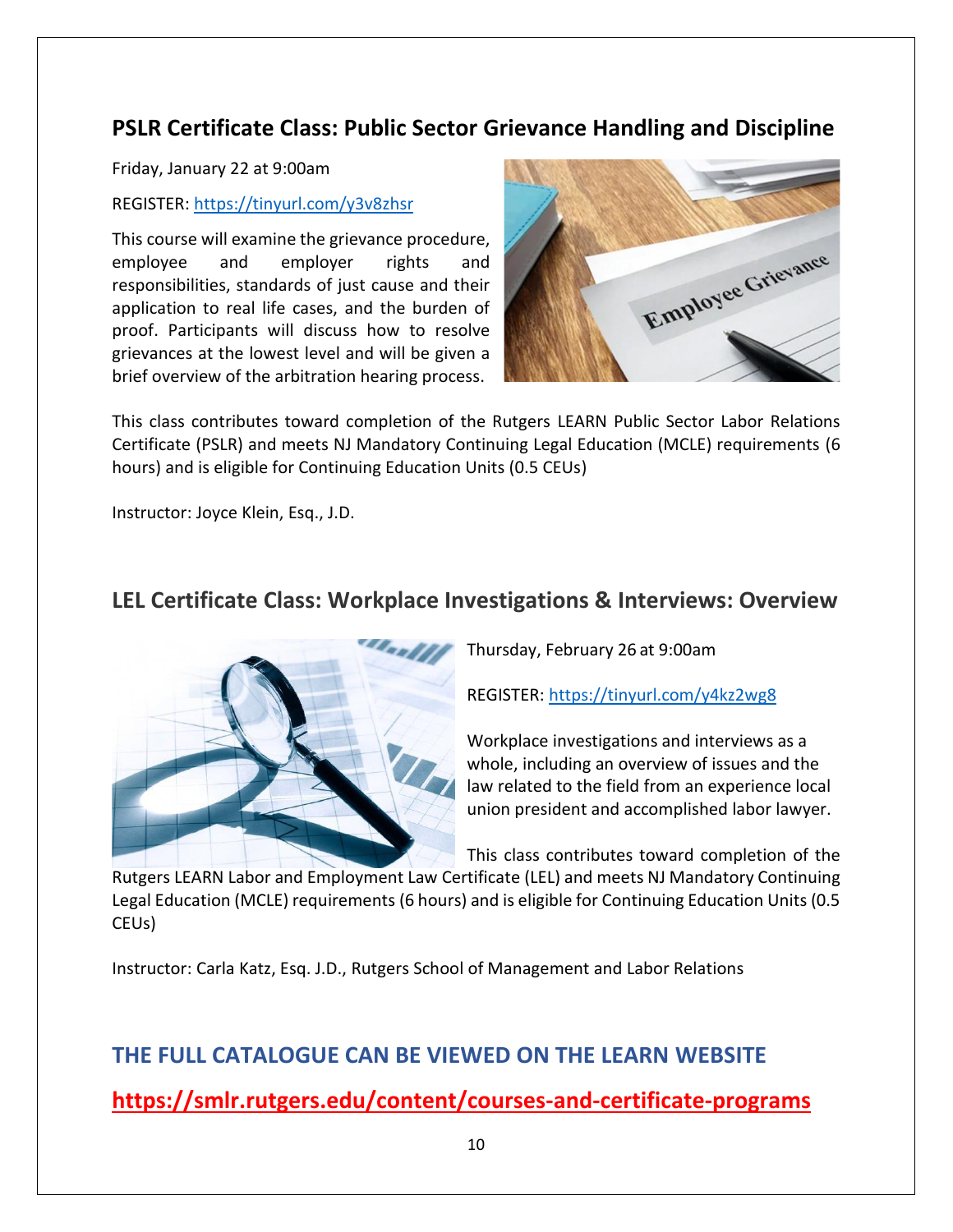## PSLR Certificate Class: Public Sector Grievance Handling and Discipline

Friday, January 22 at 9:00am

REGISTER: https://tinyurl.com/y3v8zhsr

This course will examine the grievance procedure, employee and employer rights and responsibilities, standards of just cause and their application to real life cases, and the burden of proof. Participants will discuss how to resolve grievances at the lowest level and will be given a brief overview of the arbitration hearing process.

This class contributes toward completion of the Rutgers LEARN Public Sector Labor Relations Certificate (PSLR) and meets NJ Mandatory Continuing Legal Education (MCLE) requirements (6 hours) and is eligible for Continuing Education Units (0.5 CEUs)

Instructor: Joyce Klein, Esq., J.D.

## LEL Certificate Class: Workplace Investigations & Interviews: Overview

Thursday, February 26 at 9:00am

REGISTER: https://tinyurl.com/y4kz2wg8

Workplace investigations and interviews as a whole, including an overview of issues and the law related to the field from an experience local union president and accomplished labor lawyer.

This class contributes toward completion of the Rutgers LEARN Labor and Employment Law Certificate (LEL) and meets NJ Mandatory Continuing Legal Education (MCLE) requirements (6 hours) and is eligible for Continuing Education Units (0.5 CEUs)

Instructor: Carla Katz, Esq. J.D., Rutgers School of Management and Labor Relations

## THE FULL CATALOGUE CAN BE VIEWED ON THE LEARN WEBSITE

**https://smlr.rutgers.edu/content/courses-and-certificate-programs**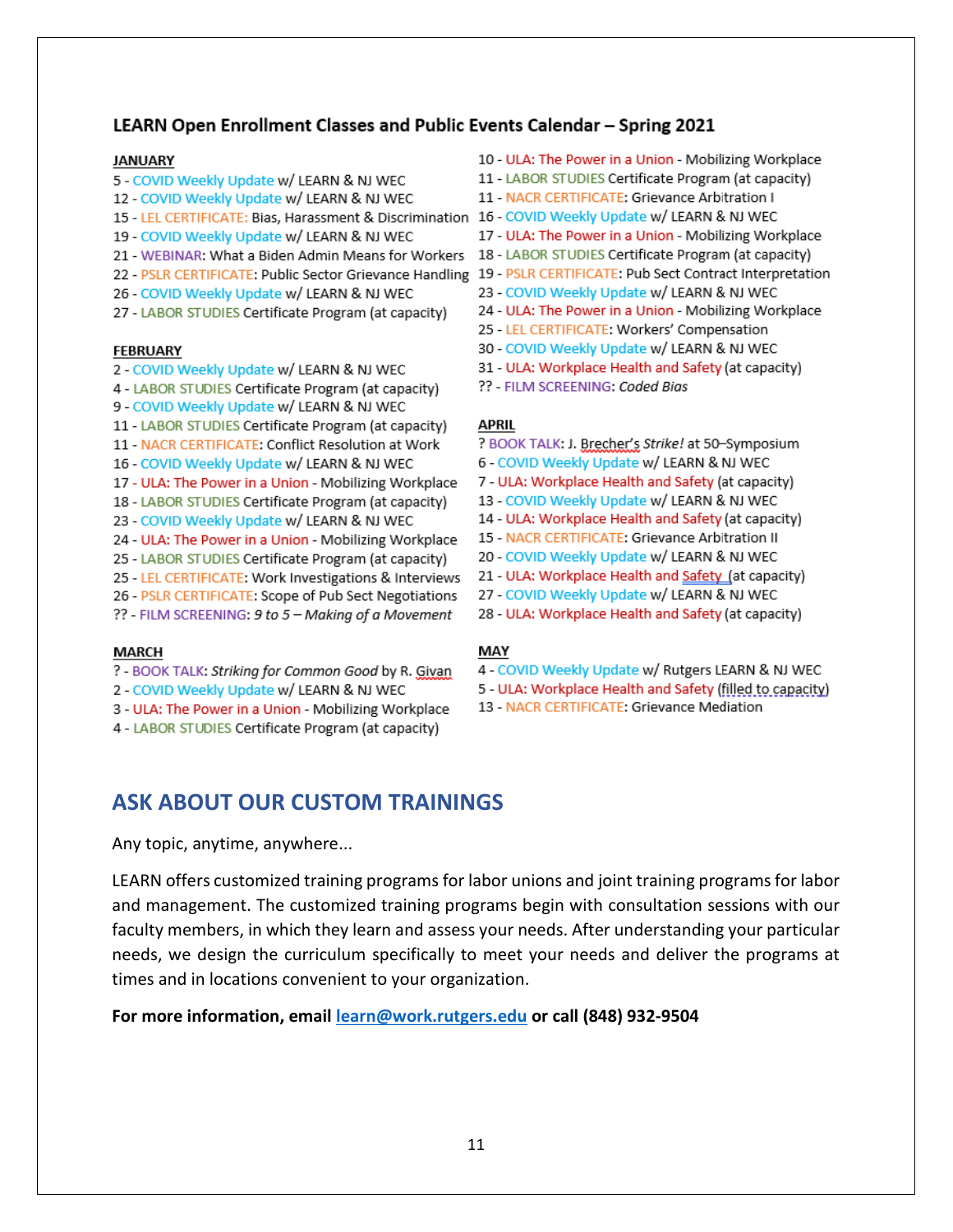## LEARN Open Enrollment Classes and Public Events Calendar – Spring 2021

**JANUARY**

5 - COVID Weekly Update w/ LEARN & NJ WEC
12 - COVID Weekly Update w/ LEARN & NJ WEC
15 - LEL CERTIFICATE: Bias, Harassment & Discrimination
19 - COVID Weekly Update w/ LEARN & NJ WEC
21 - WEBINAR: What a Biden Admin Means for Workers
22 - PSLR CERTIFICATE: Public Sector Grievance Handling
26 - COVID Weekly Update w/ LEARN & NJ WEC
27 - LABOR STUDIES Certificate Program (at capacity)

**FEBRUARY**

2 - COVID Weekly Update w/ LEARN & NJ WEC
4 - LABOR STUDIES Certificate Program (at capacity)
9 - COVID Weekly Update w/ LEARN & NJ WEC
11 - LABOR STUDIES Certificate Program (at capacity)
11 - NACR CERTIFICATE: Conflict Resolution at Work
16 - COVID Weekly Update w/ LEARN & NJ WEC
17 - ULA: The Power in a Union - Mobilizing Workplace
18 - LABOR STUDIES Certificate Program (at capacity)
23 - COVID Weekly Update w/ LEARN & NJ WEC
24 - ULA: The Power in a Union - Mobilizing Workplace
25 - LABOR STUDIES Certificate Program (at capacity)
25 - LEL CERTIFICATE: Work Investigations & Interviews
26 - PSLR CERTIFICATE: Scope of Pub Sect Negotiations
?? - FILM SCREENING: *9 to 5 – Making of a Movement*

**MARCH**

? - BOOK TALK: *Striking for Common Good* by R. Givan
2 - COVID Weekly Update w/ LEARN & NJ WEC
3 - ULA: The Power in a Union - Mobilizing Workplace
4 - LABOR STUDIES Certificate Program (at capacity)
10 - ULA: The Power in a Union - Mobilizing Workplace
11 - LABOR STUDIES Certificate Program (at capacity)
11 - NACR CERTIFICATE: Grievance Arbitration I
16 - COVID Weekly Update w/ LEARN & NJ WEC
17 - ULA: The Power in a Union - Mobilizing Workplace
18 - LABOR STUDIES Certificate Program (at capacity)
19 - PSLR CERTIFICATE: Pub Sect Contract Interpretation
23 - COVID Weekly Update w/ LEARN & NJ WEC
24 - ULA: The Power in a Union - Mobilizing Workplace
25 - LEL CERTIFICATE: Workers' Compensation
30 - COVID Weekly Update w/ LEARN & NJ WEC
31 - ULA: Workplace Health and Safety (at capacity)
?? - FILM SCREENING: *Coded Bias*

**APRIL**

? BOOK TALK: J. Brecher's *Strike!* at 50–Symposium
6 - COVID Weekly Update w/ LEARN & NJ WEC
7 - ULA: Workplace Health and Safety (at capacity)
13 - COVID Weekly Update w/ LEARN & NJ WEC
14 - ULA: Workplace Health and Safety (at capacity)
15 - NACR CERTIFICATE: Grievance Arbitration II
20 - COVID Weekly Update w/ LEARN & NJ WEC
21 - ULA: Workplace Health and Safety (at capacity)
27 - COVID Weekly Update w/ LEARN & NJ WEC
28 - ULA: Workplace Health and Safety (at capacity)

**MAY**

4 - COVID Weekly Update w/ Rutgers LEARN & NJ WEC
5 - ULA: Workplace Health and Safety (filled to capacity)
13 - NACR CERTIFICATE: Grievance Mediation

## ASK ABOUT OUR CUSTOM TRAININGS

Any topic, anytime, anywhere...

LEARN offers customized training programs for labor unions and joint training programs for labor and management. The customized training programs begin with consultation sessions with our faculty members, in which they learn and assess your needs. After understanding your particular needs, we design the curriculum specifically to meet your needs and deliver the programs at times and in locations convenient to your organization.

**For more information, email learn@work.rutgers.edu or call (848) 932-9504**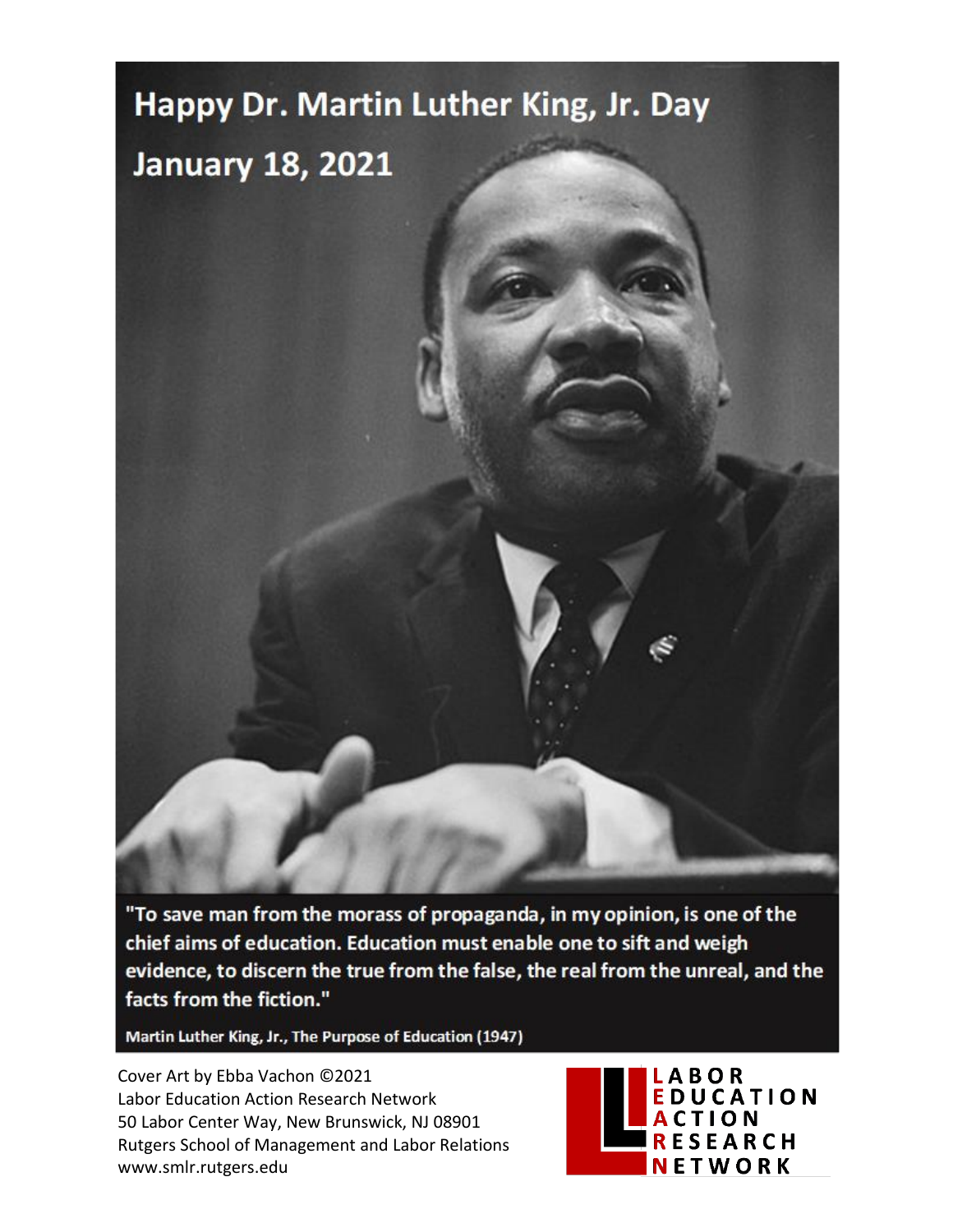# Happy Dr. Martin Luther King, Jr. Day

## January 18, 2021

"To save man from the morass of propaganda, in my opinion, is one of the chief aims of education. Education must enable one to sift and weigh evidence, to discern the true from the false, the real from the unreal, and the facts from the fiction."

Martin Luther King, Jr., The Purpose of Education (1947)

Cover Art by Ebba Vachon ©2021
Labor Education Action Research Network
50 Labor Center Way, New Brunswick, NJ 08901
Rutgers School of Management and Labor Relations
www.smlr.rutgers.edu

LABOR
EDUCATION
ACTION
RESEARCH
NETWORK